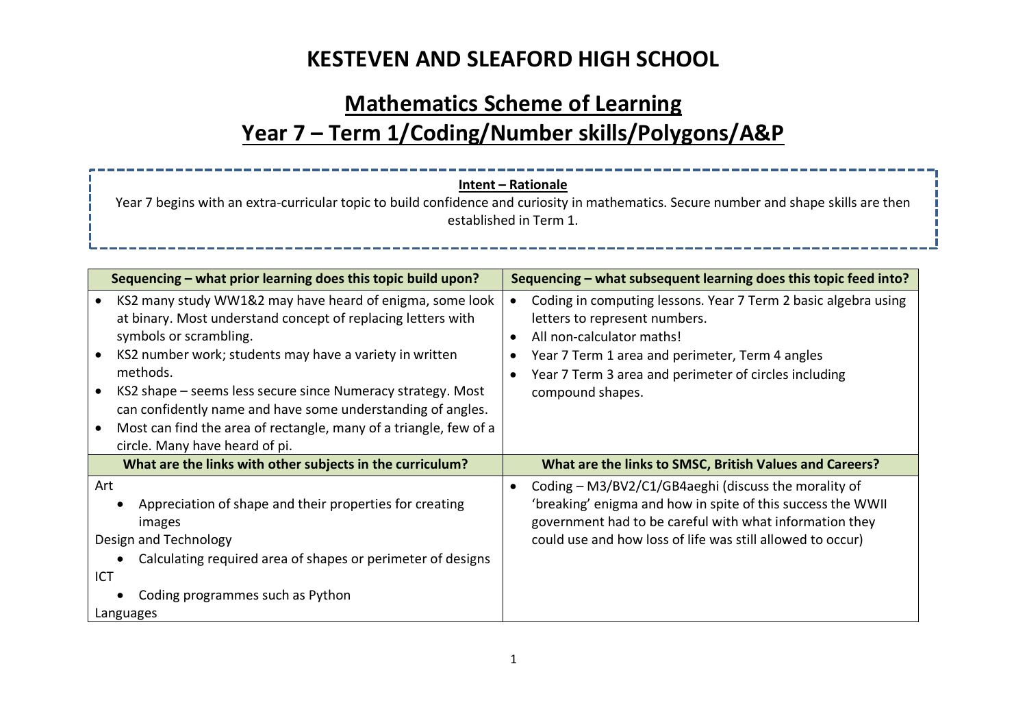# KESTEVEN AND SLEAFORD HIGH SCHOOL

## Mathematics Scheme of Learning

## Year 7 – Term 1/Coding/Number skills/Polygons/A&P

**Intent – Rationale**

Year 7 begins with an extra-curricular topic to build confidence and curiosity in mathematics. Secure number and shape skills are then established in Term 1.

| Sequencing – what prior learning does this topic build upon? | Sequencing – what subsequent learning does this topic feed into? |
| --- | --- |
| • KS2 many study WW1&2 may have heard of enigma, some look at binary. Most understand concept of replacing letters with symbols or scrambling.<br>• KS2 number work; students may have a variety in written methods.<br>• KS2 shape – seems less secure since Numeracy strategy. Most can confidently name and have some understanding of angles.<br>• Most can find the area of rectangle, many of a triangle, few of a circle. Many have heard of pi. | • Coding in computing lessons. Year 7 Term 2 basic algebra using letters to represent numbers.<br>• All non-calculator maths!<br>• Year 7 Term 1 area and perimeter, Term 4 angles<br>• Year 7 Term 3 area and perimeter of circles including compound shapes. |
| **What are the links with other subjects in the curriculum?** | **What are the links to SMSC, British Values and Careers?** |
| Art<br>• Appreciation of shape and their properties for creating images<br>Design and Technology<br>• Calculating required area of shapes or perimeter of designs<br>ICT<br>• Coding programmes such as Python<br>Languages | • Coding – M3/BV2/C1/GB4aeghi (discuss the morality of 'breaking' enigma and how in spite of this success the WWII government had to be careful with what information they could use and how loss of life was still allowed to occur) |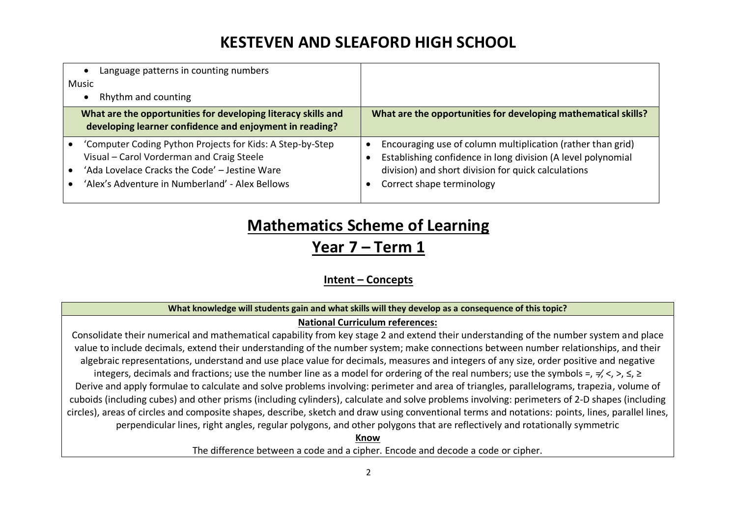# KESTEVEN AND SLEAFORD HIGH SCHOOL

| | |
|---|---|
| • Language patterns in counting numbers<br>Music<br>• Rhythm and counting | |
| **What are the opportunities for developing literacy skills and developing learner confidence and enjoyment in reading?** | **What are the opportunities for developing mathematical skills?** |
| • 'Computer Coding Python Projects for Kids: A Step-by-Step Visual – Carol Vorderman and Craig Steele<br>• 'Ada Lovelace Cracks the Code' – Jestine Ware<br>• 'Alex's Adventure in Numberland' - Alex Bellows | • Encouraging use of column multiplication (rather than grid)<br>• Establishing confidence in long division (A level polynomial division) and short division for quick calculations<br>• Correct shape terminology |

## Mathematics Scheme of Learning

## Year 7 – Term 1

### Intent – Concepts

| What knowledge will students gain and what skills will they develop as a consequence of this topic? |
|---|
| **National Curriculum references:**<br>Consolidate their numerical and mathematical capability from key stage 2 and extend their understanding of the number system and place value to include decimals, extend their understanding of the number system; make connections between number relationships, and their algebraic representations, understand and use place value for decimals, measures and integers of any size, order positive and negative integers, decimals and fractions; use the number line as a model for ordering of the real numbers; use the symbols $=$, $\neq$, $<$, $>$, $\leq$, $\geq$<br>Derive and apply formulae to calculate and solve problems involving: perimeter and area of triangles, parallelograms, trapezia, volume of cuboids (including cubes) and other prisms (including cylinders), calculate and solve problems involving: perimeters of 2-D shapes (including circles), areas of circles and composite shapes, describe, sketch and draw using conventional terms and notations: points, lines, parallel lines, perpendicular lines, right angles, regular polygons, and other polygons that are reflectively and rotationally symmetric<br>**Know**<br>The difference between a code and a cipher. Encode and decode a code or cipher. |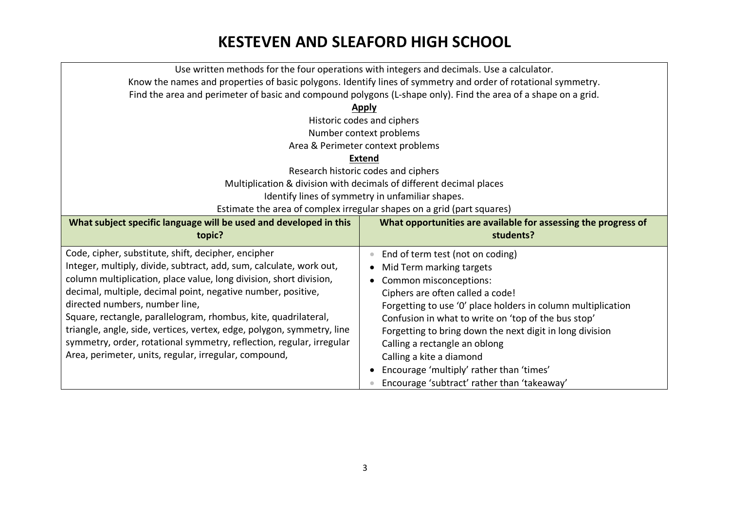# KESTEVEN AND SLEAFORD HIGH SCHOOL

Use written methods for the four operations with integers and decimals. Use a calculator.
Know the names and properties of basic polygons. Identify lines of symmetry and order of rotational symmetry.
Find the area and perimeter of basic and compound polygons (L-shape only). Find the area of a shape on a grid.

**Apply**

Historic codes and ciphers
Number context problems
Area & Perimeter context problems

**Extend**

Research historic codes and ciphers
Multiplication & division with decimals of different decimal places
Identify lines of symmetry in unfamiliar shapes.
Estimate the area of complex irregular shapes on a grid (part squares)

| What subject specific language will be used and developed in this topic? | What opportunities are available for assessing the progress of students? |
|---|---|
| Code, cipher, substitute, shift, decipher, encipher<br>Integer, multiply, divide, subtract, add, sum, calculate, work out, column multiplication, place value, long division, short division, decimal, multiple, decimal point, negative number, positive, directed numbers, number line,<br>Square, rectangle, parallelogram, rhombus, kite, quadrilateral, triangle, angle, side, vertices, vertex, edge, polygon, symmetry, line symmetry, order, rotational symmetry, reflection, regular, irregular<br>Area, perimeter, units, regular, irregular, compound, | • End of term test (not on coding)<br>• Mid Term marking targets<br>• Common misconceptions:<br>Ciphers are often called a code!<br>Forgetting to use '0' place holders in column multiplication<br>Confusion in what to write on 'top of the bus stop'<br>Forgetting to bring down the next digit in long division<br>Calling a rectangle an oblong<br>Calling a kite a diamond<br>• Encourage 'multiply' rather than 'times'<br>• Encourage 'subtract' rather than 'takeaway' |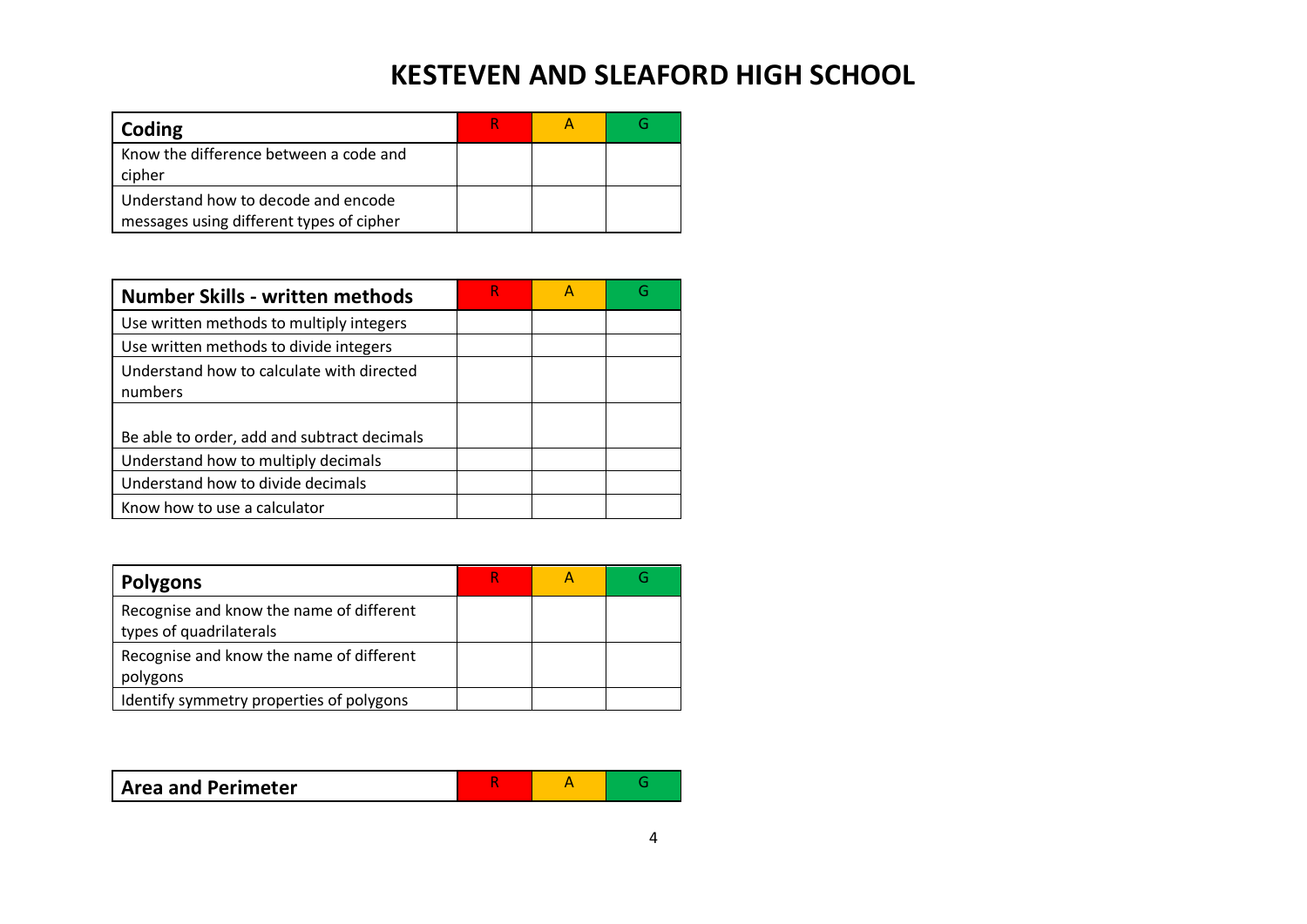# KESTEVEN AND SLEAFORD HIGH SCHOOL

| **Coding** | R | A | G |
|---|---|---|---|
| Know the difference between a code and cipher | | | |
| Understand how to decode and encode messages using different types of cipher | | | |

| **Number Skills - written methods** | R | A | G |
|---|---|---|---|
| Use written methods to multiply integers | | | |
| Use written methods to divide integers | | | |
| Understand how to calculate with directed numbers | | | |
| Be able to order, add and subtract decimals | | | |
| Understand how to multiply decimals | | | |
| Understand how to divide decimals | | | |
| Know how to use a calculator | | | |

| **Polygons** | R | A | G |
|---|---|---|---|
| Recognise and know the name of different types of quadrilaterals | | | |
| Recognise and know the name of different polygons | | | |
| Identify symmetry properties of polygons | | | |

| **Area and Perimeter** | R | A | G |
|---|---|---|---|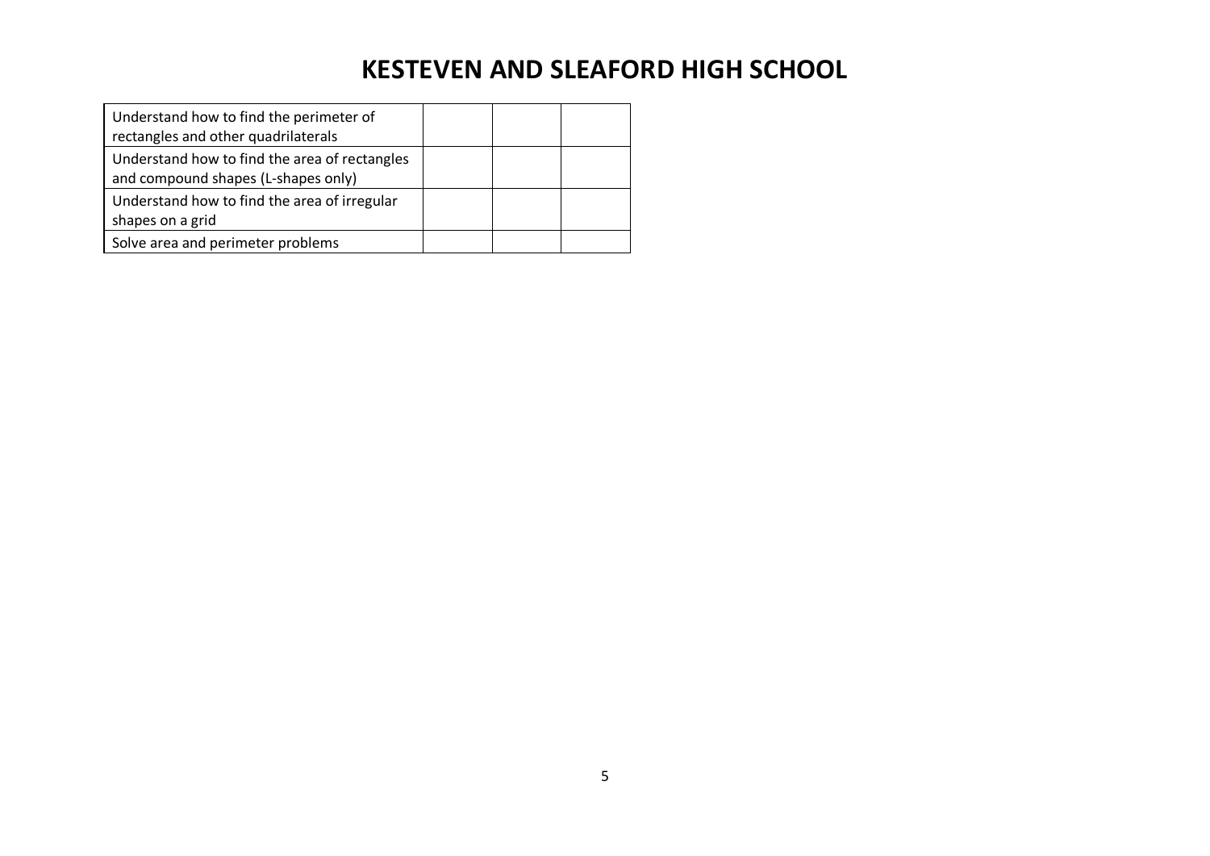# KESTEVEN AND SLEAFORD HIGH SCHOOL

| | | | |
|---|---|---|---|
| Understand how to find the perimeter of rectangles and other quadrilaterals | | | |
| Understand how to find the area of rectangles and compound shapes (L-shapes only) | | | |
| Understand how to find the area of irregular shapes on a grid | | | |
| Solve area and perimeter problems | | | |